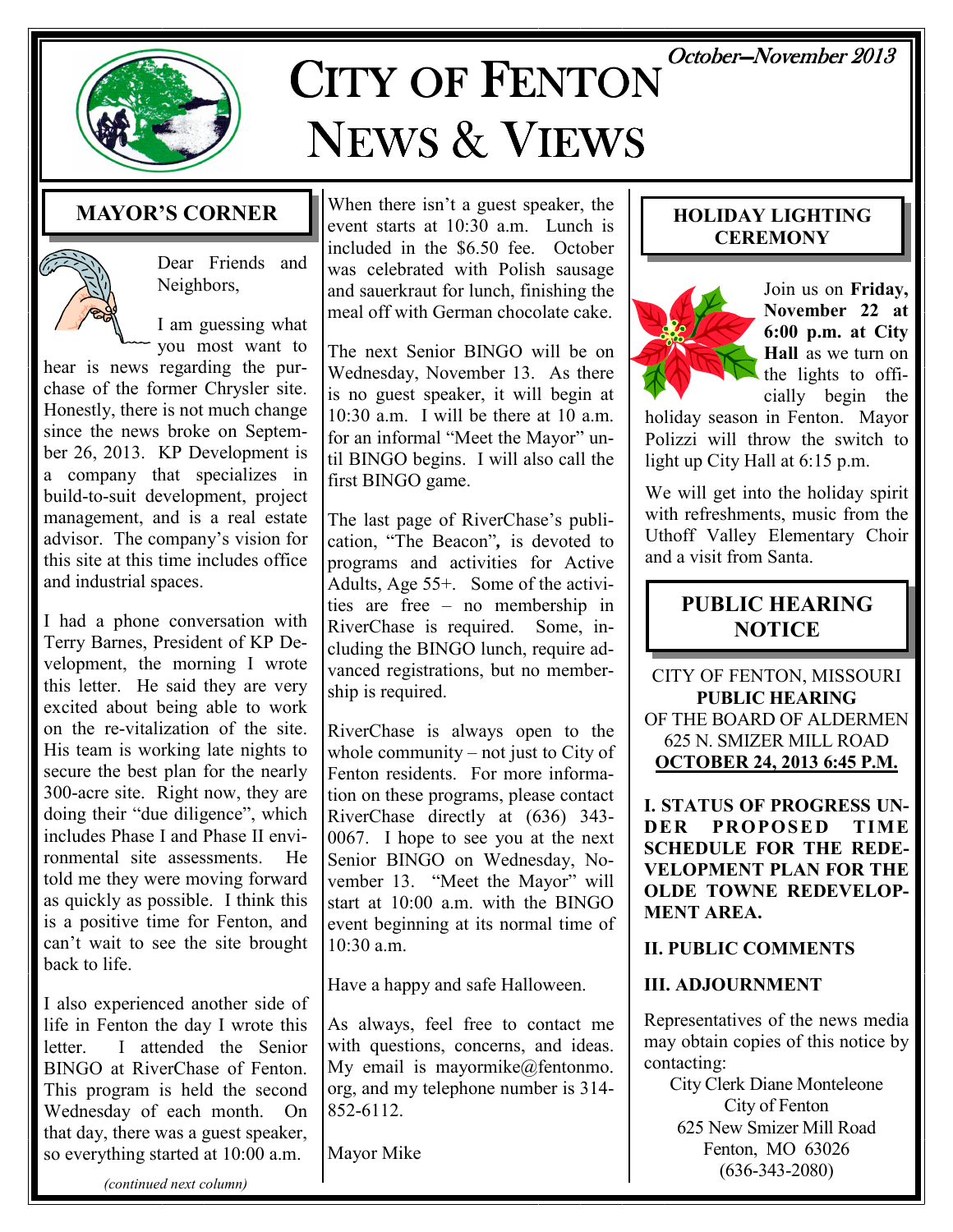# City of Fenton News & Views

*October—November 2013*

## MAYOR'S CORNER

Dear Friends and Neighbors,

I am guessing what you most want to hear is news regarding the purchase of the former Chrysler site. Honestly, there is not much change since the news broke on September 26, 2013. KP Development is a company that specializes in build-to-suit development, project management, and is a real estate advisor. The company's vision for this site at this time includes office and industrial spaces.

I had a phone conversation with Terry Barnes, President of KP Development, the morning I wrote this letter. He said they are very excited about being able to work on the re-vitalization of the site. His team is working late nights to secure the best plan for the nearly 300-acre site. Right now, they are doing their "due diligence", which includes Phase I and Phase II environmental site assessments. He told me they were moving forward as quickly as possible. I think this is a positive time for Fenton, and can't wait to see the site brought back to life.

I also experienced another side of life in Fenton the day I wrote this letter. I attended the Senior BINGO at RiverChase of Fenton. This program is held the second Wednesday of each month. On that day, there was a guest speaker, so everything started at 10:00 a.m.

*(continued next column)*

When there isn't a guest speaker, the event starts at 10:30 a.m. Lunch is included in the $6.50 fee. October was celebrated with Polish sausage and sauerkraut for lunch, finishing the meal off with German chocolate cake.

The next Senior BINGO will be on Wednesday, November 13. As there is no guest speaker, it will begin at 10:30 a.m. I will be there at 10 a.m. for an informal "Meet the Mayor" until BINGO begins. I will also call the first BINGO game.

The last page of RiverChase's publication, "The Beacon"*,* is devoted to programs and activities for Active Adults, Age 55+. Some of the activities are free – no membership in RiverChase is required. Some, including the BINGO lunch, require advanced registrations, but no membership is required.

RiverChase is always open to the whole community – not just to City of Fenton residents. For more information on these programs, please contact RiverChase directly at (636) 343-0067. I hope to see you at the next Senior BINGO on Wednesday, November 13. "Meet the Mayor" will start at 10:00 a.m. with the BINGO event beginning at its normal time of 10:30 a.m.

Have a happy and safe Halloween.

As always, feel free to contact me with questions, concerns, and ideas. My email is mayormike@fentonmo.org, and my telephone number is 314-852-6112.

Mayor Mike

## HOLIDAY LIGHTING CEREMONY

Join us on **Friday, November 22 at 6:00 p.m. at City Hall** as we turn on the lights to officially begin the holiday season in Fenton. Mayor Polizzi will throw the switch to light up City Hall at 6:15 p.m.

We will get into the holiday spirit with refreshments, music from the Uthoff Valley Elementary Choir and a visit from Santa.

## PUBLIC HEARING NOTICE

CITY OF FENTON, MISSOURI
**PUBLIC HEARING**
OF THE BOARD OF ALDERMEN
625 N. SMIZER MILL ROAD
**OCTOBER 24, 2013 6:45 P.M.**

**I. STATUS OF PROGRESS UNDER PROPOSED TIME SCHEDULE FOR THE REDEVELOPMENT PLAN FOR THE OLDE TOWNE REDEVELOPMENT AREA.**

**II. PUBLIC COMMENTS**

**III. ADJOURNMENT**

Representatives of the news media may obtain copies of this notice by contacting:

City Clerk Diane Monteleone
City of Fenton
625 New Smizer Mill Road
Fenton, MO 63026
(636-343-2080)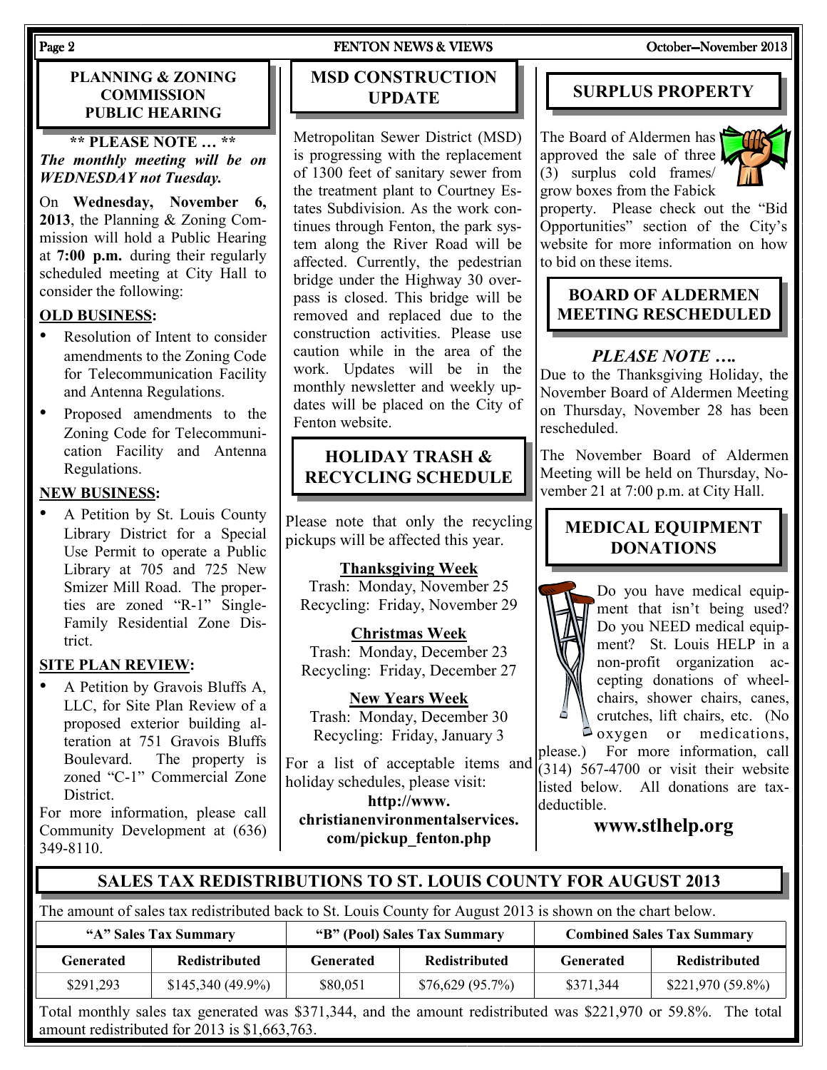## PLANNING & ZONING COMMISSION PUBLIC HEARING

**\*\* PLEASE NOTE … \*\***

***The monthly meeting will be on WEDNESDAY not Tuesday.***

On **Wednesday, November 6, 2013**, the Planning & Zoning Commission will hold a Public Hearing at **7:00 p.m.** during their regularly scheduled meeting at City Hall to consider the following:

**OLD BUSINESS:**

- Resolution of Intent to consider amendments to the Zoning Code for Telecommunication Facility and Antenna Regulations.
- Proposed amendments to the Zoning Code for Telecommunication Facility and Antenna Regulations.

**NEW BUSINESS:**

- A Petition by St. Louis County Library District for a Special Use Permit to operate a Public Library at 705 and 725 New Smizer Mill Road. The properties are zoned "R-1" Single-Family Residential Zone District.

**SITE PLAN REVIEW:**

- A Petition by Gravois Bluffs A, LLC, for Site Plan Review of a proposed exterior building alteration at 751 Gravois Bluffs Boulevard. The property is zoned "C-1" Commercial Zone District.

For more information, please call Community Development at (636) 349-8110.

## MSD CONSTRUCTION UPDATE

Metropolitan Sewer District (MSD) is progressing with the replacement of 1300 feet of sanitary sewer from the treatment plant to Courtney Estates Subdivision. As the work continues through Fenton, the park system along the River Road will be affected. Currently, the pedestrian bridge under the Highway 30 overpass is closed. This bridge will be removed and replaced due to the construction activities. Please use caution while in the area of the work. Updates will be in the monthly newsletter and weekly updates will be placed on the City of Fenton website.

## HOLIDAY TRASH & RECYCLING SCHEDULE

Please note that only the recycling pickups will be affected this year.

**Thanksgiving Week**
Trash: Monday, November 25
Recycling: Friday, November 29

**Christmas Week**
Trash: Monday, December 23
Recycling: Friday, December 27

**New Years Week**
Trash: Monday, December 30
Recycling: Friday, January 3

For a list of acceptable items and holiday schedules, please visit:

**http://www.christianenvironmentalservices.com/pickup_fenton.php**

## SURPLUS PROPERTY

The Board of Aldermen has approved the sale of three (3) surplus cold frames/ grow boxes from the Fabick property. Please check out the "Bid Opportunities" section of the City's website for more information on how to bid on these items.

## BOARD OF ALDERMEN MEETING RESCHEDULED

***PLEASE NOTE ….***

Due to the Thanksgiving Holiday, the November Board of Aldermen Meeting on Thursday, November 28 has been rescheduled.

The November Board of Aldermen Meeting will be held on Thursday, November 21 at 7:00 p.m. at City Hall.

## MEDICAL EQUIPMENT DONATIONS

Do you have medical equipment that isn't being used? Do you NEED medical equipment? St. Louis HELP in a non-profit organization accepting donations of wheelchairs, shower chairs, canes, crutches, lift chairs, etc. (No oxygen or medications, please.) For more information, call (314) 567-4700 or visit their website listed below. All donations are tax-deductible.

**www.stlhelp.org**

## SALES TAX REDISTRIBUTIONS TO ST. LOUIS COUNTY FOR AUGUST 2013

The amount of sales tax redistributed back to St. Louis County for August 2013 is shown on the chart below.

| "A" Sales Tax Summary | | "B" (Pool) Sales Tax Summary | | Combined Sales Tax Summary | |
|---|---|---|---|---|---|
| **Generated** | **Redistributed** | **Generated** | **Redistributed** | **Generated** | **Redistributed** |
| $291,293 | $145,340 (49.9%) | $80,051 | $76,629 (95.7%) | $371,344 | $221,970 (59.8%) |

Total monthly sales tax generated was $371,344, and the amount redistributed was $221,970 or 59.8%. The total amount redistributed for 2013 is $1,663,763.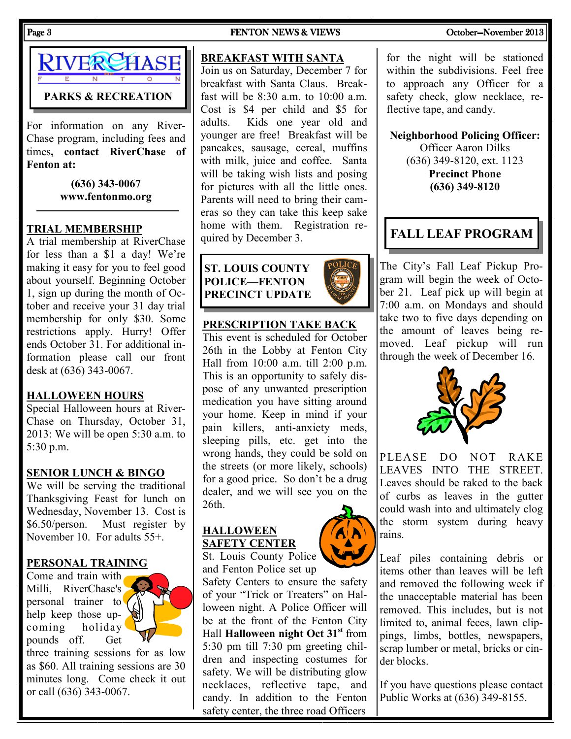## RIVERCHASE FENTON

### PARKS & RECREATION

For information on any RiverChase program, including fees and times**, contact RiverChase of Fenton at:**

**(636) 343-0067**
**www.fentonmo.org**

### TRIAL MEMBERSHIP

A trial membership at RiverChase for less than a $1 a day! We're making it easy for you to feel good about yourself. Beginning October 1, sign up during the month of October and receive your 31 day trial membership for only $30. Some restrictions apply. Hurry! Offer ends October 31. For additional information please call our front desk at (636) 343-0067.

### HALLOWEEN HOURS

Special Halloween hours at RiverChase on Thursday, October 31, 2013: We will be open 5:30 a.m. to 5:30 p.m.

### SENIOR LUNCH & BINGO

We will be serving the traditional Thanksgiving Feast for lunch on Wednesday, November 13. Cost is $6.50/person. Must register by November 10. For adults 55+.

### PERSONAL TRAINING

Come and train with Milli, RiverChase's personal trainer to help keep those upcoming holiday pounds off. Get three training sessions for as low as $60. All training sessions are 30 minutes long. Come check it out or call (636) 343-0067.

### BREAKFAST WITH SANTA

Join us on Saturday, December 7 for breakfast with Santa Claus. Breakfast will be 8:30 a.m. to 10:00 a.m. Cost is $4 per child and $5 for adults. Kids one year old and younger are free! Breakfast will be pancakes, sausage, cereal, muffins with milk, juice and coffee. Santa will be taking wish lists and posing for pictures with all the little ones. Parents will need to bring their cameras so they can take this keep sake home with them. Registration required by December 3.

## ST. LOUIS COUNTY POLICE—FENTON PRECINCT UPDATE

### PRESCRIPTION TAKE BACK

This event is scheduled for October 26th in the Lobby at Fenton City Hall from 10:00 a.m. till 2:00 p.m. This is an opportunity to safely dispose of any unwanted prescription medication you have sitting around your home. Keep in mind if your pain killers, anti-anxiety meds, sleeping pills, etc. get into the wrong hands, they could be sold on the streets (or more likely, schools) for a good price. So don't be a drug dealer, and we will see you on the 26th.

### HALLOWEEN SAFETY CENTER

St. Louis County Police and Fenton Police set up Safety Centers to ensure the safety of your "Trick or Treaters" on Halloween night. A Police Officer will be at the front of the Fenton City Hall **Halloween night Oct 31st** from 5:30 pm till 7:30 pm greeting children and inspecting costumes for safety. We will be distributing glow necklaces, reflective tape, and candy. In addition to the Fenton safety center, the three road Officers for the night will be stationed within the subdivisions. Feel free to approach any Officer for a safety check, glow necklace, reflective tape, and candy.

**Neighborhood Policing Officer:**
Officer Aaron Dilks
(636) 349-8120, ext. 1123
**Precinct Phone**
**(636) 349-8120**

## FALL LEAF PROGRAM

The City's Fall Leaf Pickup Program will begin the week of October 21. Leaf pick up will begin at 7:00 a.m. on Mondays and should take two to five days depending on the amount of leaves being removed. Leaf pickup will run through the week of December 16.

PLEASE DO NOT RAKE LEAVES INTO THE STREET. Leaves should be raked to the back of curbs as leaves in the gutter could wash into and ultimately clog the storm system during heavy rains.

Leaf piles containing debris or items other than leaves will be left and removed the following week if the unacceptable material has been removed. This includes, but is not limited to, animal feces, lawn clippings, limbs, bottles, newspapers, scrap lumber or metal, bricks or cinder blocks.

If you have questions please contact Public Works at (636) 349-8155.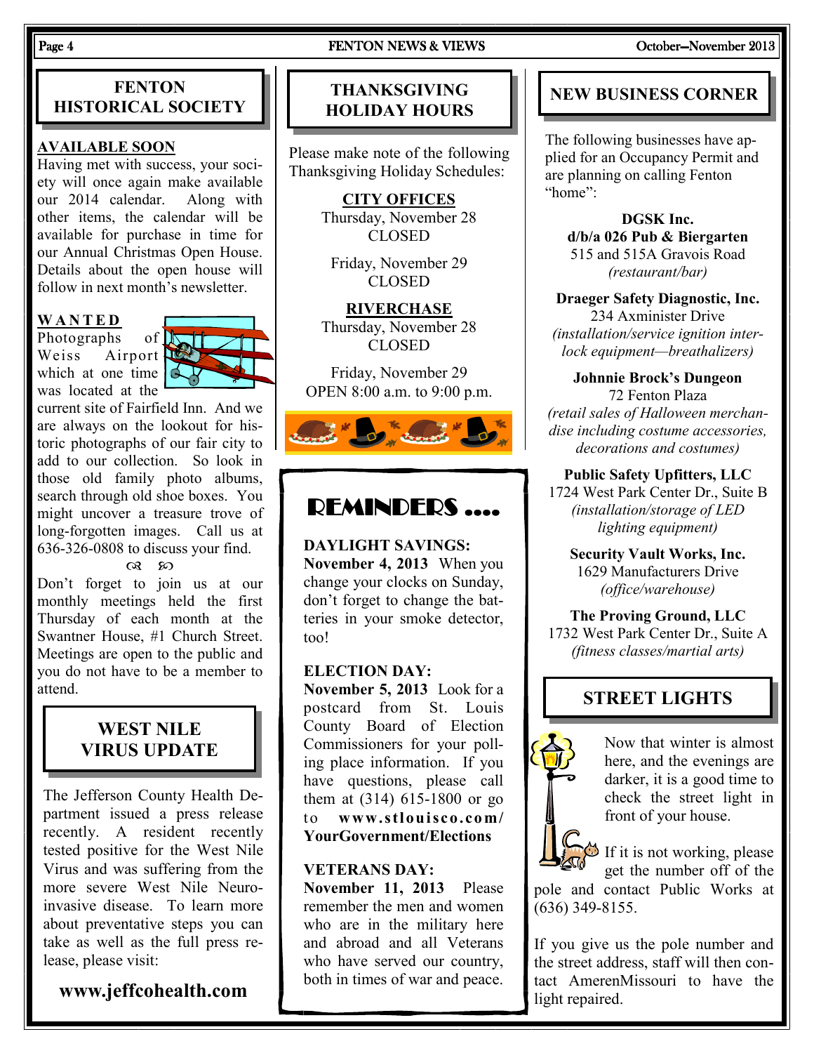## FENTON HISTORICAL SOCIETY

**AVAILABLE SOON**

Having met with success, your society will once again make available our 2014 calendar. Along with other items, the calendar will be available for purchase in time for our Annual Christmas Open House. Details about the open house will follow in next month's newsletter.

**WANTED**

Photographs of Weiss Airport which at one time was located at the current site of Fairfield Inn. And we are always on the lookout for historic photographs of our fair city to add to our collection. So look in those old family photo albums, search through old shoe boxes. You might uncover a treasure trove of long-forgotten images. Call us at 636-326-0808 to discuss your find.

Don't forget to join us at our monthly meetings held the first Thursday of each month at the Swantner House, #1 Church Street. Meetings are open to the public and you do not have to be a member to attend.

## WEST NILE VIRUS UPDATE

The Jefferson County Health Department issued a press release recently. A resident recently tested positive for the West Nile Virus and was suffering from the more severe West Nile Neuro-invasive disease. To learn more about preventative steps you can take as well as the full press release, please visit:

**www.jeffcohealth.com**

## THANKSGIVING HOLIDAY HOURS

Please make note of the following Thanksgiving Holiday Schedules:

**CITY OFFICES**

Thursday, November 28
CLOSED

Friday, November 29
CLOSED

**RIVERCHASE**

Thursday, November 28
CLOSED

Friday, November 29
OPEN 8:00 a.m. to 9:00 p.m.

## REMINDERS ....

**DAYLIGHT SAVINGS:**
**November 4, 2013** When you change your clocks on Sunday, don't forget to change the batteries in your smoke detector, too!

**ELECTION DAY:**
**November 5, 2013** Look for a postcard from St. Louis County Board of Election Commissioners for your polling place information. If you have questions, please call them at (314) 615-1800 or go to **www.stlouisco.com/YourGovernment/Elections**

**VETERANS DAY:**
**November 11, 2013** Please remember the men and women who are in the military here and abroad and all Veterans who have served our country, both in times of war and peace.

## NEW BUSINESS CORNER

The following businesses have applied for an Occupancy Permit and are planning on calling Fenton "home":

**DGSK Inc.**
**d/b/a 026 Pub & Biergarten**
515 and 515A Gravois Road
*(restaurant/bar)*

**Draeger Safety Diagnostic, Inc.**
234 Axminister Drive
*(installation/service ignition interlock equipment—breathalizers)*

**Johnnie Brock's Dungeon**
72 Fenton Plaza
*(retail sales of Halloween merchandise including costume accessories, decorations and costumes)*

**Public Safety Upfitters, LLC**
1724 West Park Center Dr., Suite B
*(installation/storage of LED lighting equipment)*

**Security Vault Works, Inc.**
1629 Manufacturers Drive
*(office/warehouse)*

**The Proving Ground, LLC**
1732 West Park Center Dr., Suite A
*(fitness classes/martial arts)*

## STREET LIGHTS

Now that winter is almost here, and the evenings are darker, it is a good time to check the street light in front of your house.

If it is not working, please get the number off of the pole and contact Public Works at (636) 349-8155.

If you give us the pole number and the street address, staff will then contact AmerenMissouri to have the light repaired.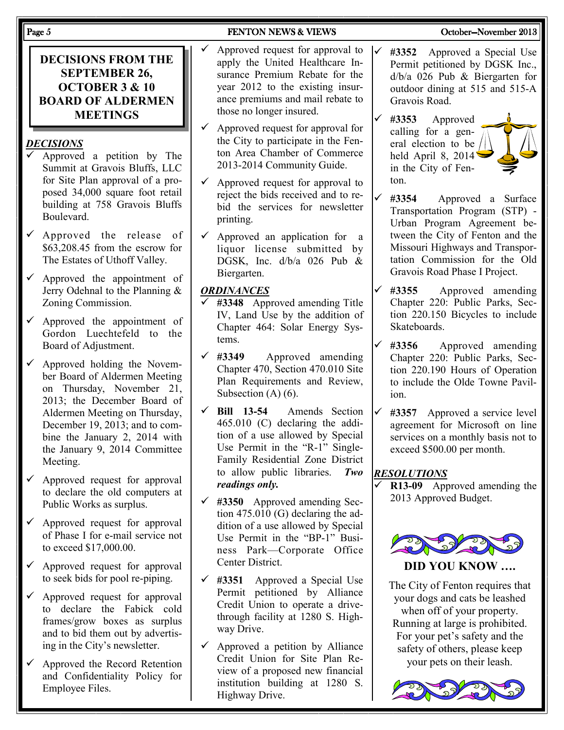## DECISIONS FROM THE SEPTEMBER 26, OCTOBER 3 & 10 BOARD OF ALDERMEN MEETINGS

### *DECISIONS*

- ✓ Approved a petition by The Summit at Gravois Bluffs, LLC for Site Plan approval of a proposed 34,000 square foot retail building at 758 Gravois Bluffs Boulevard.
- ✓ Approved the release of $63,208.45 from the escrow for The Estates of Uthoff Valley.
- ✓ Approved the appointment of Jerry Odehnal to the Planning & Zoning Commission.
- ✓ Approved the appointment of Gordon Luechtefeld to the Board of Adjustment.
- ✓ Approved holding the November Board of Aldermen Meeting on Thursday, November 21, 2013; the December Board of Aldermen Meeting on Thursday, December 19, 2013; and to combine the January 2, 2014 with the January 9, 2014 Committee Meeting.
- ✓ Approved request for approval to declare the old computers at Public Works as surplus.
- ✓ Approved request for approval of Phase I for e-mail service not to exceed $17,000.00.
- ✓ Approved request for approval to seek bids for pool re-piping.
- ✓ Approved request for approval to declare the Fabick cold frames/grow boxes as surplus and to bid them out by advertising in the City's newsletter.
- ✓ Approved the Record Retention and Confidentiality Policy for Employee Files.
- ✓ Approved request for approval to apply the United Healthcare Insurance Premium Rebate for the year 2012 to the existing insurance premiums and mail rebate to those no longer insured.
- ✓ Approved request for approval for the City to participate in the Fenton Area Chamber of Commerce 2013-2014 Community Guide.
- ✓ Approved request for approval to reject the bids received and to rebid the services for newsletter printing.
- ✓ Approved an application for a liquor license submitted by DGSK, Inc. d/b/a 026 Pub & Biergarten.

### *ORDINANCES*

- ✓ **#3348** Approved amending Title IV, Land Use by the addition of Chapter 464: Solar Energy Systems.
- ✓ **#3349** Approved amending Chapter 470, Section 470.010 Site Plan Requirements and Review, Subsection (A) (6).
- ✓ **Bill 13-54** Amends Section 465.010 (C) declaring the addition of a use allowed by Special Use Permit in the "R-1" Single-Family Residential Zone District to allow public libraries. ***Two readings only.***
- ✓ **#3350** Approved amending Section 475.010 (G) declaring the addition of a use allowed by Special Use Permit in the "BP-1" Business Park—Corporate Office Center District.
- ✓ **#3351** Approved a Special Use Permit petitioned by Alliance Credit Union to operate a drive-through facility at 1280 S. Highway Drive.
- ✓ Approved a petition by Alliance Credit Union for Site Plan Review of a proposed new financial institution building at 1280 S. Highway Drive.
- ✓ **#3352** Approved a Special Use Permit petitioned by DGSK Inc., d/b/a 026 Pub & Biergarten for outdoor dining at 515 and 515-A Gravois Road.
- ✓ **#3353** Approved calling for a general election to be held April 8, 2014 in the City of Fenton.
- ✓ **#3354** Approved a Surface Transportation Program (STP) - Urban Program Agreement between the City of Fenton and the Missouri Highways and Transportation Commission for the Old Gravois Road Phase I Project.
- ✓ **#3355** Approved amending Chapter 220: Public Parks, Section 220.150 Bicycles to include Skateboards.
- ✓ **#3356** Approved amending Chapter 220: Public Parks, Section 220.190 Hours of Operation to include the Olde Towne Pavilion.
- ✓ **#3357** Approved a service level agreement for Microsoft on line services on a monthly basis not to exceed $500.00 per month.

### *RESOLUTIONS*

- ✓ **R13-09** Approved amending the 2013 Approved Budget.

## DID YOU KNOW ….

The City of Fenton requires that your dogs and cats be leashed when off of your property. Running at large is prohibited. For your pet's safety and the safety of others, please keep your pets on their leash.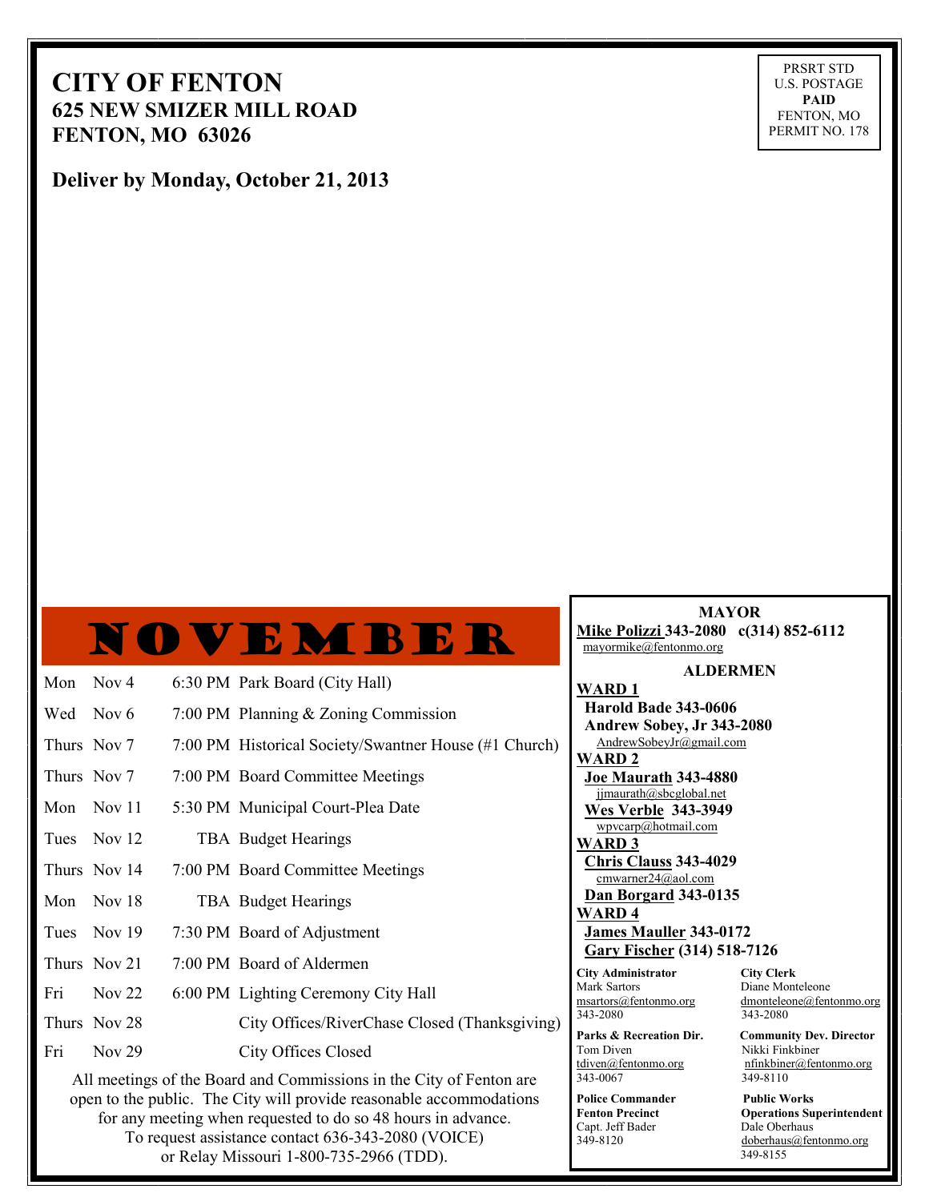# CITY OF FENTON
## 625 NEW SMIZER MILL ROAD
## FENTON, MO 63026

PRSRT STD
U.S. POSTAGE
**PAID**
FENTON, MO
PERMIT NO. 178

**Deliver by Monday, October 21, 2013**

## NOVEMBER

| | | | |
|---|---|---|---|
| Mon | Nov 4 | 6:30 PM | Park Board (City Hall) |
| Wed | Nov 6 | 7:00 PM | Planning & Zoning Commission |
| Thurs | Nov 7 | 7:00 PM | Historical Society/Swantner House (#1 Church) |
| Thurs | Nov 7 | 7:00 PM | Board Committee Meetings |
| Mon | Nov 11 | 5:30 PM | Municipal Court-Plea Date |
| Tues | Nov 12 | TBA | Budget Hearings |
| Thurs | Nov 14 | 7:00 PM | Board Committee Meetings |
| Mon | Nov 18 | TBA | Budget Hearings |
| Tues | Nov 19 | 7:30 PM | Board of Adjustment |
| Thurs | Nov 21 | 7:00 PM | Board of Aldermen |
| Fri | Nov 22 | 6:00 PM | Lighting Ceremony City Hall |
| Thurs | Nov 28 | | City Offices/RiverChase Closed (Thanksgiving) |
| Fri | Nov 29 | | City Offices Closed |

All meetings of the Board and Commissions in the City of Fenton are open to the public. The City will provide reasonable accommodations for any meeting when requested to do so 48 hours in advance. To request assistance contact 636-343-2080 (VOICE) or Relay Missouri 1-800-735-2966 (TDD).

**MAYOR**

**Mike Polizzi 343-2080 c(314) 852-6112**
mayormike@fentonmo.org

**ALDERMEN**

**WARD 1**
**Harold Bade 343-0606**
**Andrew Sobey, Jr 343-2080**
AndrewSobeyJr@gmail.com

**WARD 2**
**Joe Maurath 343-4880**
jjmaurath@sbcglobal.net
**Wes Verble 343-3949**
wpvcarp@hotmail.com

**WARD 3**
**Chris Clauss 343-4029**
cmwarner24@aol.com
**Dan Borgard 343-0135**

**WARD 4**
**James Mauller 343-0172**
**Gary Fischer (314) 518-7126**

**City Administrator**
Mark Sartors
msartors@fentonmo.org
343-2080

**City Clerk**
Diane Monteleone
dmonteleone@fentonmo.org
343-2080

**Parks & Recreation Dir.**
Tom Diven
tdiven@fentonmo.org
343-0067

**Community Dev. Director**
Nikki Finkbiner
nfinkbiner@fentonmo.org
349-8110

**Police Commander**
**Fenton Precinct**
Capt. Jeff Bader
349-8120

**Public Works**
**Operations Superintendent**
Dale Oberhaus
doberhaus@fentonmo.org
349-8155